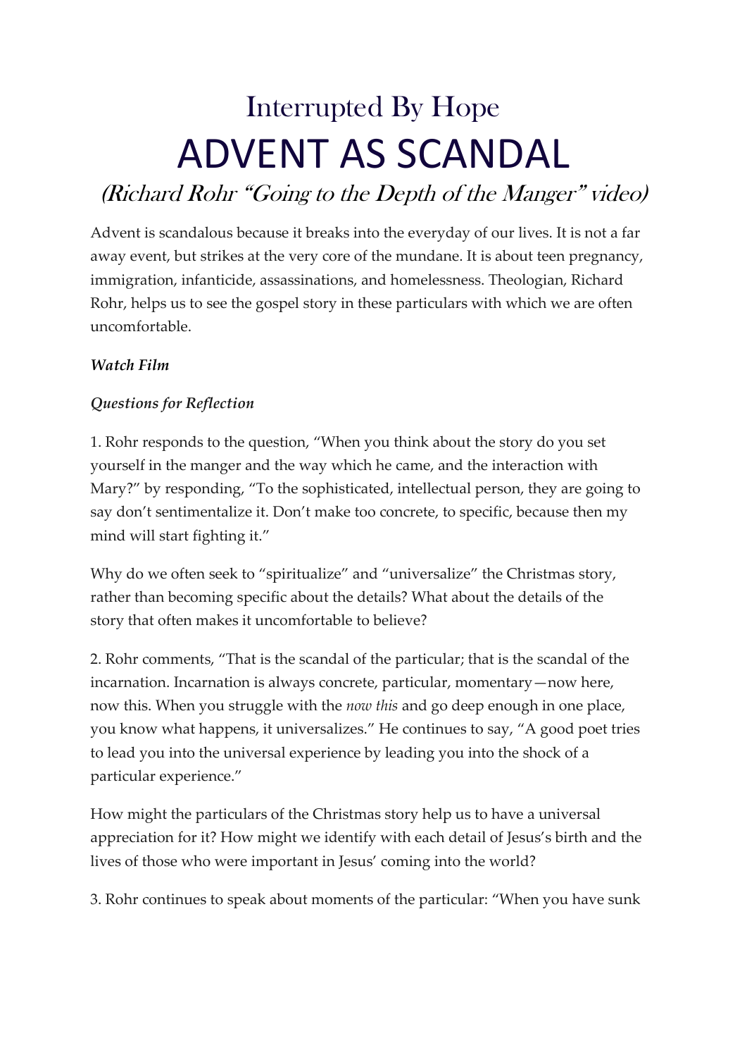# Interrupted By Hope

# ADVENT AS SCANDAL

## (Richard Rohr "Going to the Depth of the Manger" video)

Advent is scandalous because it breaks into the everyday of our lives. It is not a far away event, but strikes at the very core of the mundane. It is about teen pregnancy, immigration, infanticide, assassinations, and homelessness. Theologian, Richard Rohr, helps us to see the gospel story in these particulars with which we are often uncomfortable.

***Watch Film***

***Questions for Reflection***

1. Rohr responds to the question, "When you think about the story do you set yourself in the manger and the way which he came, and the interaction with Mary?" by responding, "To the sophisticated, intellectual person, they are going to say don't sentimentalize it. Don't make too concrete, to specific, because then my mind will start fighting it."

Why do we often seek to "spiritualize" and "universalize" the Christmas story, rather than becoming specific about the details? What about the details of the story that often makes it uncomfortable to believe?

2. Rohr comments, "That is the scandal of the particular; that is the scandal of the incarnation. Incarnation is always concrete, particular, momentary—now here, now this. When you struggle with the *now this* and go deep enough in one place, you know what happens, it universalizes." He continues to say, "A good poet tries to lead you into the universal experience by leading you into the shock of a particular experience."

How might the particulars of the Christmas story help us to have a universal appreciation for it? How might we identify with each detail of Jesus's birth and the lives of those who were important in Jesus' coming into the world?

3. Rohr continues to speak about moments of the particular: "When you have sunk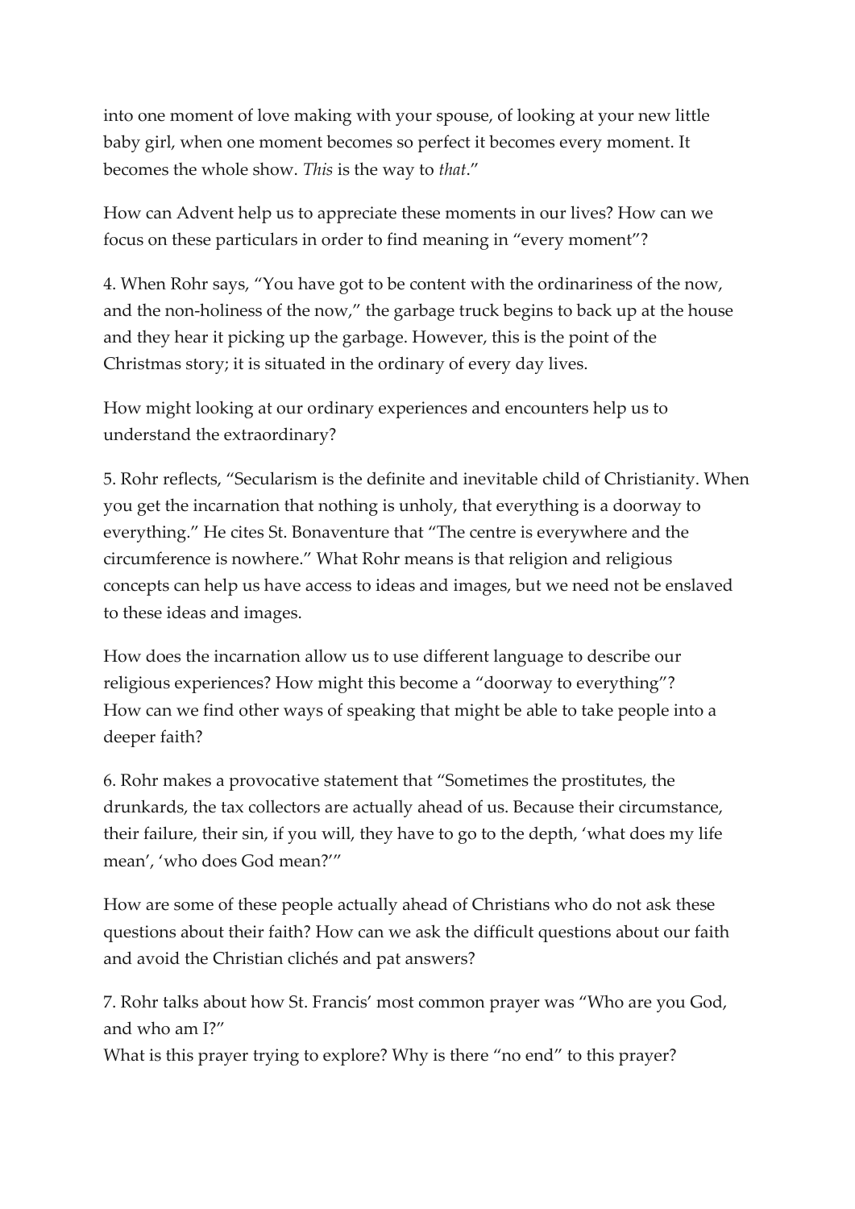into one moment of love making with your spouse, of looking at your new little baby girl, when one moment becomes so perfect it becomes every moment. It becomes the whole show. *This* is the way to *that*."

How can Advent help us to appreciate these moments in our lives? How can we focus on these particulars in order to find meaning in "every moment"?

4. When Rohr says, "You have got to be content with the ordinariness of the now, and the non-holiness of the now," the garbage truck begins to back up at the house and they hear it picking up the garbage. However, this is the point of the Christmas story; it is situated in the ordinary of every day lives.

How might looking at our ordinary experiences and encounters help us to understand the extraordinary?

5. Rohr reflects, "Secularism is the definite and inevitable child of Christianity. When you get the incarnation that nothing is unholy, that everything is a doorway to everything." He cites St. Bonaventure that "The centre is everywhere and the circumference is nowhere." What Rohr means is that religion and religious concepts can help us have access to ideas and images, but we need not be enslaved to these ideas and images.

How does the incarnation allow us to use different language to describe our religious experiences? How might this become a "doorway to everything"? How can we find other ways of speaking that might be able to take people into a deeper faith?

6. Rohr makes a provocative statement that "Sometimes the prostitutes, the drunkards, the tax collectors are actually ahead of us. Because their circumstance, their failure, their sin, if you will, they have to go to the depth, 'what does my life mean', 'who does God mean?'"

How are some of these people actually ahead of Christians who do not ask these questions about their faith? How can we ask the difficult questions about our faith and avoid the Christian clichés and pat answers?

7. Rohr talks about how St. Francis' most common prayer was "Who are you God, and who am I?"
What is this prayer trying to explore? Why is there "no end" to this prayer?